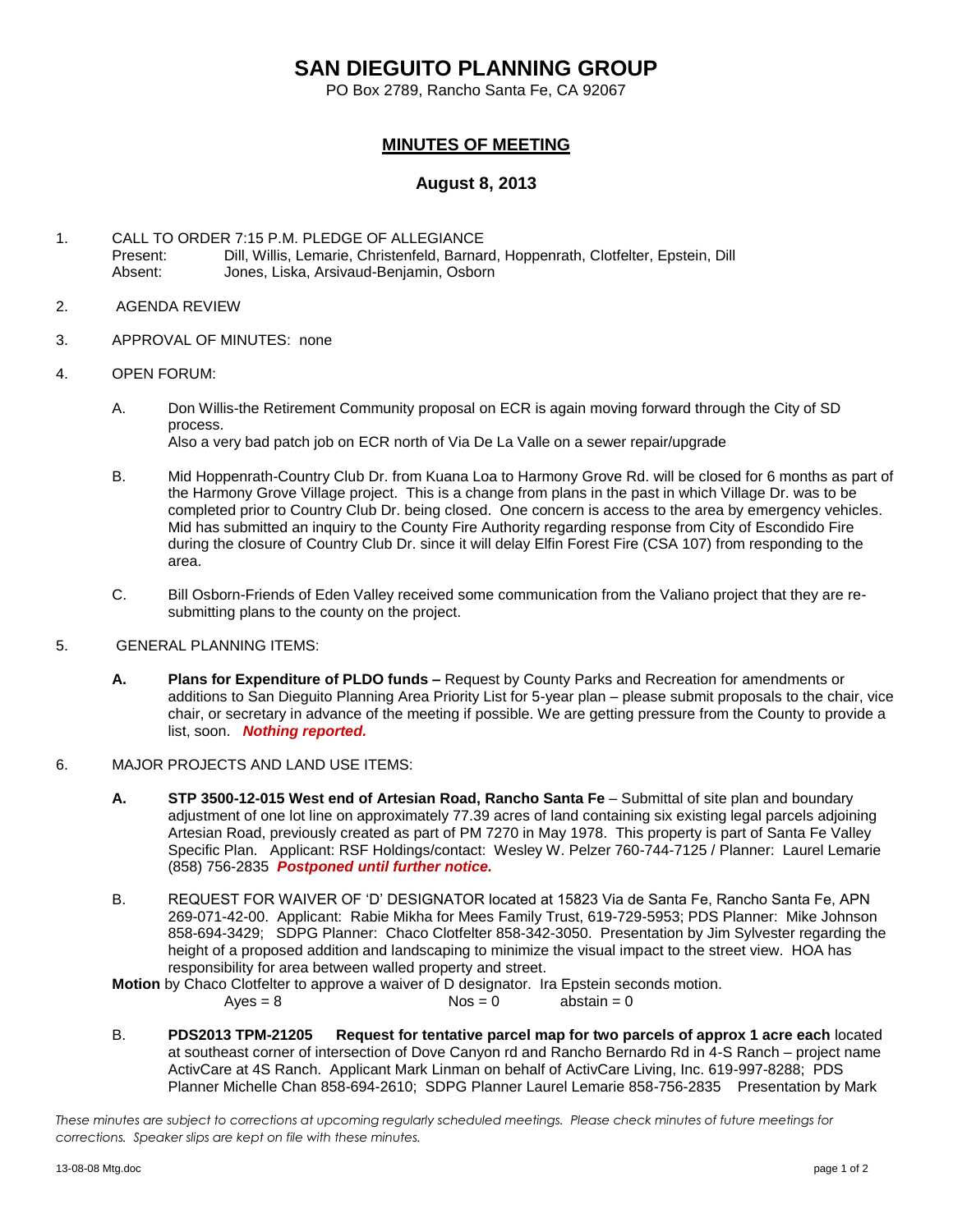# SAN DIEGUITO PLANNING GROUP

PO Box 2789, Rancho Santa Fe, CA 92067

## MINUTES OF MEETING

### August 8, 2013

1. CALL TO ORDER 7:15 P.M. PLEDGE OF ALLEGIANCE
   Present: Dill, Willis, Lemarie, Christenfeld, Barnard, Hoppenrath, Clotfelter, Epstein, Dill
   Absent: Jones, Liska, Arsivaud-Benjamin, Osborn

2. AGENDA REVIEW

3. APPROVAL OF MINUTES: none

4. OPEN FORUM:

   A. Don Willis-the Retirement Community proposal on ECR is again moving forward through the City of SD process.
      Also a very bad patch job on ECR north of Via De La Valle on a sewer repair/upgrade

   B. Mid Hoppenrath-Country Club Dr. from Kuana Loa to Harmony Grove Rd. will be closed for 6 months as part of the Harmony Grove Village project. This is a change from plans in the past in which Village Dr. was to be completed prior to Country Club Dr. being closed. One concern is access to the area by emergency vehicles. Mid has submitted an inquiry to the County Fire Authority regarding response from City of Escondido Fire during the closure of Country Club Dr. since it will delay Elfin Forest Fire (CSA 107) from responding to the area.

   C. Bill Osborn-Friends of Eden Valley received some communication from the Valiano project that they are re-submitting plans to the county on the project.

5. GENERAL PLANNING ITEMS:

   **A. Plans for Expenditure of PLDO funds –** Request by County Parks and Recreation for amendments or additions to San Dieguito Planning Area Priority List for 5-year plan – please submit proposals to the chair, vice chair, or secretary in advance of the meeting if possible. We are getting pressure from the County to provide a list, soon. ***Nothing reported.***

6. MAJOR PROJECTS AND LAND USE ITEMS:

   **A. STP 3500-12-015 West end of Artesian Road, Rancho Santa Fe** – Submittal of site plan and boundary adjustment of one lot line on approximately 77.39 acres of land containing six existing legal parcels adjoining Artesian Road, previously created as part of PM 7270 in May 1978. This property is part of Santa Fe Valley Specific Plan. Applicant: RSF Holdings/contact: Wesley W. Pelzer 760-744-7125 / Planner: Laurel Lemarie (858) 756-2835 ***Postponed until further notice.***

   B. REQUEST FOR WAIVER OF 'D' DESIGNATOR located at 15823 Via de Santa Fe, Rancho Santa Fe, APN 269-071-42-00. Applicant: Rabie Mikha for Mees Family Trust, 619-729-5953; PDS Planner: Mike Johnson 858-694-3429; SDPG Planner: Chaco Clotfelter 858-342-3050. Presentation by Jim Sylvester regarding the height of a proposed addition and landscaping to minimize the visual impact to the street view. HOA has responsibility for area between walled property and street.

   **Motion** by Chaco Clotfelter to approve a waiver of D designator. Ira Epstein seconds motion.
   Ayes = 8 Nos = 0 abstain = 0

   B. **PDS2013 TPM-21205 Request for tentative parcel map for two parcels of approx 1 acre each** located at southeast corner of intersection of Dove Canyon rd and Rancho Bernardo Rd in 4-S Ranch – project name ActivCare at 4S Ranch. Applicant Mark Linman on behalf of ActivCare Living, Inc. 619-997-8288; PDS Planner Michelle Chan 858-694-2610; SDPG Planner Laurel Lemarie 858-756-2835 Presentation by Mark

*These minutes are subject to corrections at upcoming regularly scheduled meetings. Please check minutes of future meetings for corrections. Speaker slips are kept on file with these minutes.*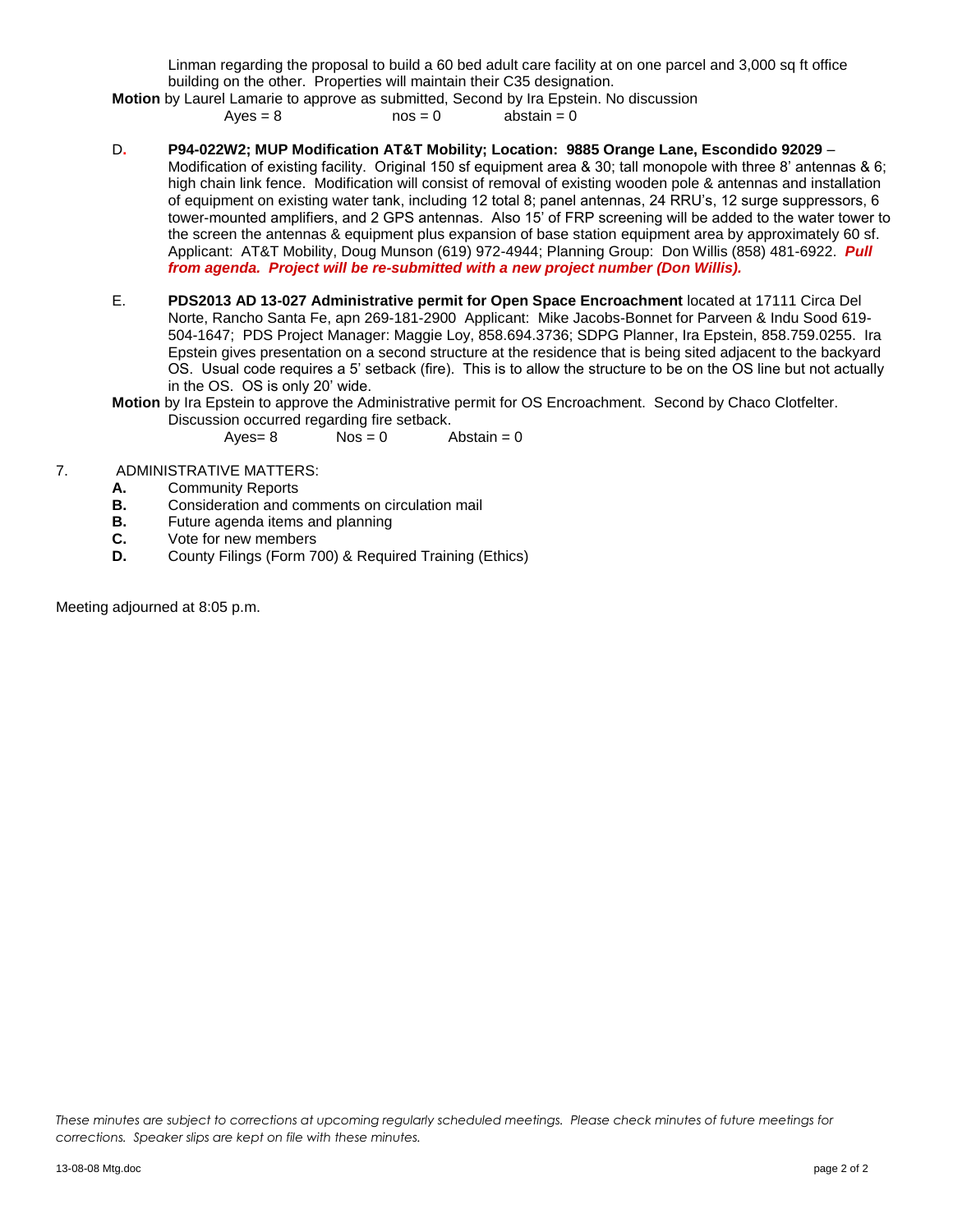Linman regarding the proposal to build a 60 bed adult care facility at on one parcel and 3,000 sq ft office building on the other. Properties will maintain their C35 designation.

**Motion** by Laurel Lamarie to approve as submitted, Second by Ira Epstein. No discussion

Ayes = 8 nos = 0 abstain = 0

D. **P94-022W2; MUP Modification AT&T Mobility; Location: 9885 Orange Lane, Escondido 92029** – Modification of existing facility. Original 150 sf equipment area & 30; tall monopole with three 8' antennas & 6; high chain link fence. Modification will consist of removal of existing wooden pole & antennas and installation of equipment on existing water tank, including 12 total 8; panel antennas, 24 RRU's, 12 surge suppressors, 6 tower-mounted amplifiers, and 2 GPS antennas. Also 15' of FRP screening will be added to the water tower to the screen the antennas & equipment plus expansion of base station equipment area by approximately 60 sf. Applicant: AT&T Mobility, Doug Munson (619) 972-4944; Planning Group: Don Willis (858) 481-6922. ***Pull from agenda. Project will be re-submitted with a new project number (Don Willis).***

E. **PDS2013 AD 13-027 Administrative permit for Open Space Encroachment** located at 17111 Circa Del Norte, Rancho Santa Fe, apn 269-181-2900 Applicant: Mike Jacobs-Bonnet for Parveen & Indu Sood 619-504-1647; PDS Project Manager: Maggie Loy, 858.694.3736; SDPG Planner, Ira Epstein, 858.759.0255. Ira Epstein gives presentation on a second structure at the residence that is being sited adjacent to the backyard OS. Usual code requires a 5' setback (fire). This is to allow the structure to be on the OS line but not actually in the OS. OS is only 20' wide.

**Motion** by Ira Epstein to approve the Administrative permit for OS Encroachment. Second by Chaco Clotfelter. Discussion occurred regarding fire setback.

Ayes= 8 Nos = 0 Abstain = 0

7. ADMINISTRATIVE MATTERS:
   - **A.** Community Reports
   - **B.** Consideration and comments on circulation mail
   - **B.** Future agenda items and planning
   - **C.** Vote for new members
   - **D.** County Filings (Form 700) & Required Training (Ethics)

Meeting adjourned at 8:05 p.m.

*These minutes are subject to corrections at upcoming regularly scheduled meetings. Please check minutes of future meetings for corrections. Speaker slips are kept on file with these minutes.*

13-08-08 Mtg.doc